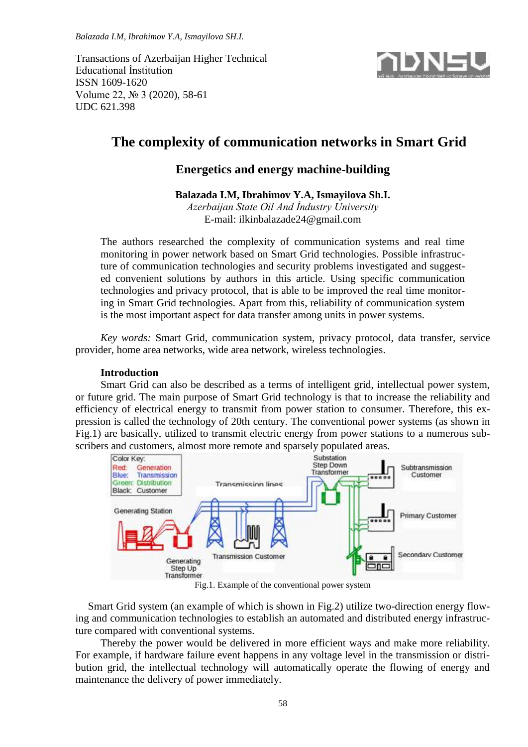Transactions of Azerbaijan Higher Technical Educational İnstitution
ISSN 1609-1620
Volume 22, № 3 (2020), 58-61
UDC 621.398

# The complexity of communication networks in Smart Grid

## Energetics and energy machine-building

**Balazada I.M, Ibrahimov Y.A, Ismayilova Sh.I.**
*Azerbaijan State Oil And İndustry University*
E-mail: ilkinbalazade24@gmail.com

The authors researched the complexity of communication systems and real time monitoring in power network based on Smart Grid technologies. Possible infrastructure of communication technologies and security problems investigated and suggested convenient solutions by authors in this article. Using specific communication technologies and privacy protocol, that is able to be improved the real time monitoring in Smart Grid technologies. Apart from this, reliability of communication system is the most important aspect for data transfer among units in power systems.

*Key words:* Smart Grid, communication system, privacy protocol, data transfer, service provider, home area networks, wide area network, wireless technologies.

### Introduction

Smart Grid can also be described as a terms of intelligent grid, intellectual power system, or future grid. The main purpose of Smart Grid technology is that to increase the reliability and efficiency of electrical energy to transmit from power station to consumer. Therefore, this expression is called the technology of 20th century. The conventional power systems (as shown in Fig.1) are basically, utilized to transmit electric energy from power stations to a numerous subscribers and customers, almost more remote and sparsely populated areas.

Fig.1. Example of the conventional power system

Smart Grid system (an example of which is shown in Fig.2) utilize two-direction energy flowing and communication technologies to establish an automated and distributed energy infrastructure compared with conventional systems.

Thereby the power would be delivered in more efficient ways and make more reliability. For example, if hardware failure event happens in any voltage level in the transmission or distribution grid, the intellectual technology will automatically operate the flowing of energy and maintenance the delivery of power immediately.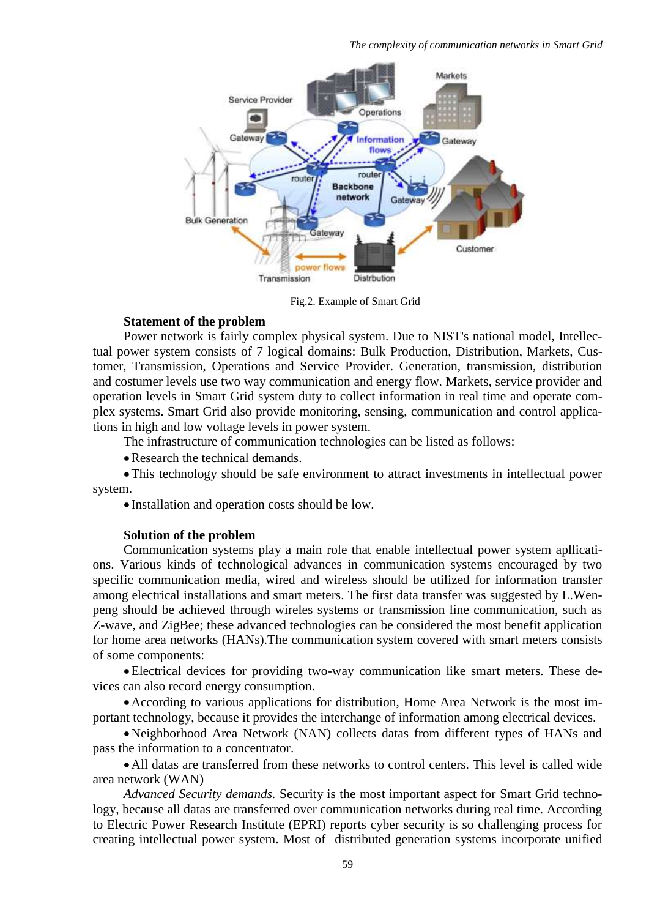Fig.2. Example of Smart Grid

**Statement of the problem**

Power network is fairly complex physical system. Due to NIST's national model, Intellectual power system consists of 7 logical domains: Bulk Production, Distribution, Markets, Customer, Transmission, Operations and Service Provider. Generation, transmission, distribution and costumer levels use two way communication and energy flow. Markets, service provider and operation levels in Smart Grid system duty to collect information in real time and operate complex systems. Smart Grid also provide monitoring, sensing, communication and control applications in high and low voltage levels in power system.

The infrastructure of communication technologies can be listed as follows:

- Research the technical demands.
- This technology should be safe environment to attract investments in intellectual power system.
- Installation and operation costs should be low.

**Solution of the problem**

Communication systems play a main role that enable intellectual power system apllications. Various kinds of technological advances in communication systems encouraged by two specific communication media, wired and wireless should be utilized for information transfer among electrical installations and smart meters. The first data transfer was suggested by L.Wenpeng should be achieved through wireles systems or transmission line communication, such as Z-wave, and ZigBee; these advanced technologies can be considered the most benefit application for home area networks (HANs).The communication system covered with smart meters consists of some components:

- Electrical devices for providing two-way communication like smart meters. These devices can also record energy consumption.
- According to various applications for distribution, Home Area Network is the most important technology, because it provides the interchange of information among electrical devices.
- Neighborhood Area Network (NAN) collects datas from different types of HANs and pass the information to a concentrator.
- All datas are transferred from these networks to control centers. This level is called wide area network (WAN)

*Advanced Security demands.* Security is the most important aspect for Smart Grid technology, because all datas are transferred over communication networks during real time. According to Electric Power Research Institute (EPRI) reports cyber security is so challenging process for creating intellectual power system. Most of distributed generation systems incorporate unified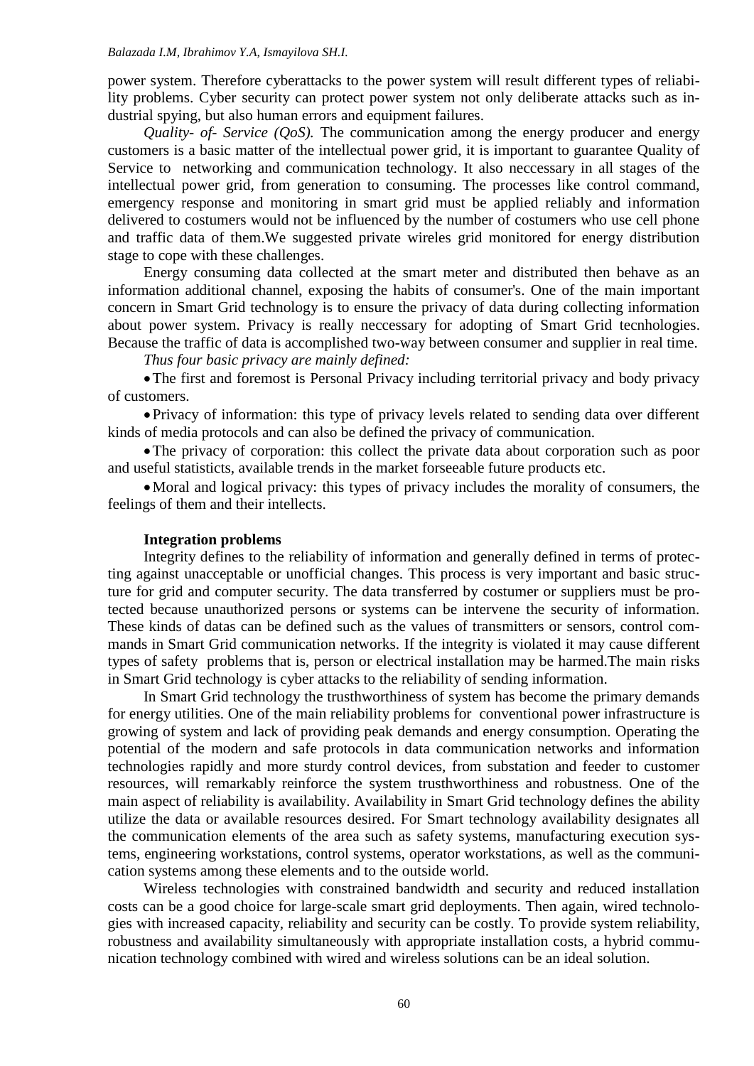power system. Therefore cyberattacks to the power system will result different types of reliability problems. Cyber security can protect power system not only deliberate attacks such as industrial spying, but also human errors and equipment failures.

*Quality- of- Service (QoS).* The communication among the energy producer and energy customers is a basic matter of the intellectual power grid, it is important to guarantee Quality of Service to networking and communication technology. It also neccessary in all stages of the intellectual power grid, from generation to consuming. The processes like control command, emergency response and monitoring in smart grid must be applied reliably and information delivered to costumers would not be influenced by the number of costumers who use cell phone and traffic data of them.We suggested private wireles grid monitored for energy distribution stage to cope with these challenges.

Energy consuming data collected at the smart meter and distributed then behave as an information additional channel, exposing the habits of consumer's. One of the main important concern in Smart Grid technology is to ensure the privacy of data during collecting information about power system. Privacy is really neccessary for adopting of Smart Grid tecnhologies. Because the traffic of data is accomplished two-way between consumer and supplier in real time.

*Thus four basic privacy are mainly defined:*

- The first and foremost is Personal Privacy including territorial privacy and body privacy of customers.
- Privacy of information: this type of privacy levels related to sending data over different kinds of media protocols and can also be defined the privacy of communication.
- The privacy of corporation: this collect the private data about corporation such as poor and useful statisticts, available trends in the market forseeable future products etc.
- Moral and logical privacy: this types of privacy includes the morality of consumers, the feelings of them and their intellects.

**Integration problems**

Integrity defines to the reliability of information and generally defined in terms of protecting against unacceptable or unofficial changes. This process is very important and basic structure for grid and computer security. The data transferred by costumer or suppliers must be protected because unauthorized persons or systems can be intervene the security of information. These kinds of datas can be defined such as the values of transmitters or sensors, control commands in Smart Grid communication networks. If the integrity is violated it may cause different types of safety problems that is, person or electrical installation may be harmed.The main risks in Smart Grid technology is cyber attacks to the reliability of sending information.

In Smart Grid technology the trusthworthiness of system has become the primary demands for energy utilities. One of the main reliability problems for conventional power infrastructure is growing of system and lack of providing peak demands and energy consumption. Operating the potential of the modern and safe protocols in data communication networks and information technologies rapidly and more sturdy control devices, from substation and feeder to customer resources, will remarkably reinforce the system trusthworthiness and robustness. One of the main aspect of reliability is availability. Availability in Smart Grid technology defines the ability utilize the data or available resources desired. For Smart technology availability designates all the communication elements of the area such as safety systems, manufacturing execution systems, engineering workstations, control systems, operator workstations, as well as the communication systems among these elements and to the outside world.

Wireless technologies with constrained bandwidth and security and reduced installation costs can be a good choice for large-scale smart grid deployments. Then again, wired technologies with increased capacity, reliability and security can be costly. To provide system reliability, robustness and availability simultaneously with appropriate installation costs, a hybrid communication technology combined with wired and wireless solutions can be an ideal solution.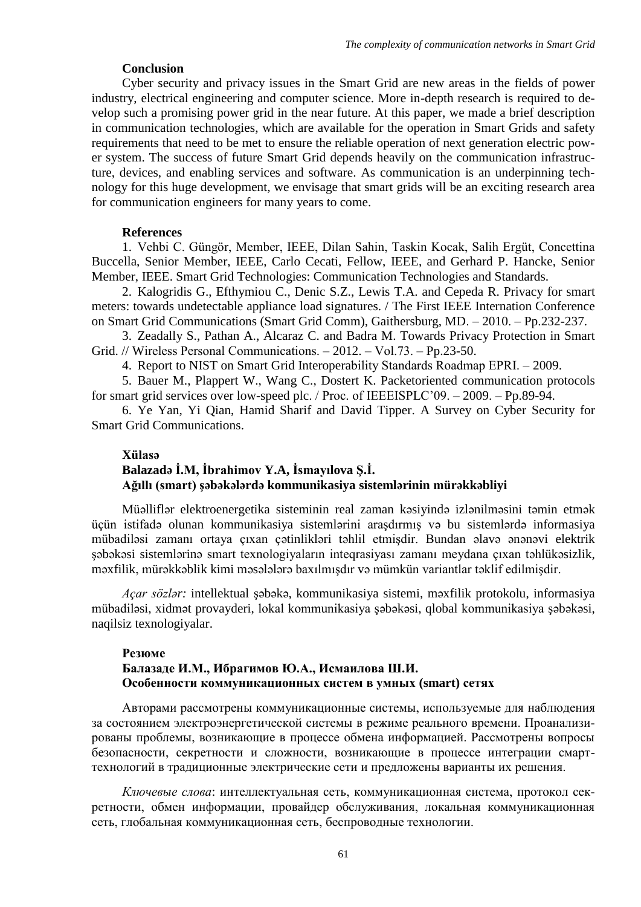## Conclusion

Cyber security and privacy issues in the Smart Grid are new areas in the fields of power industry, electrical engineering and computer science. More in-depth research is required to develop such a promising power grid in the near future. At this paper, we made a brief description in communication technologies, which are available for the operation in Smart Grids and safety requirements that need to be met to ensure the reliable operation of next generation electric power system. The success of future Smart Grid depends heavily on the communication infrastructure, devices, and enabling services and software. As communication is an underpinning technology for this huge development, we envisage that smart grids will be an exciting research area for communication engineers for many years to come.

## References

1. Vehbi C. Güngör, Member, IEEE, Dilan Sahin, Taskin Kocak, Salih Ergüt, Concettina Buccella, Senior Member, IEEE, Carlo Cecati, Fellow, IEEE, and Gerhard P. Hancke, Senior Member, IEEE. Smart Grid Technologies: Communication Technologies and Standards.
2. Kalogridis G., Efthymiou C., Denic S.Z., Lewis T.A. and Cepeda R. Privacy for smart meters: towards undetectable appliance load signatures. / The First IEEE Internation Conference on Smart Grid Communications (Smart Grid Comm), Gaithersburg, MD. – 2010. – Pp.232-237.
3. Zeadally S., Pathan A., Alcaraz C. and Badra M. Towards Privacy Protection in Smart Grid. // Wireless Personal Communications. – 2012. – Vol.73. – Pp.23-50.
4. Report to NIST on Smart Grid Interoperability Standards Roadmap EPRI. – 2009.
5. Bauer M., Plappert W., Wang C., Dostert K. Packetoriented communication protocols for smart grid services over low-speed plc. / Proc. of IEEEISPLC'09. – 2009. – Pp.89-94.
6. Ye Yan, Yi Qian, Hamid Sharif and David Tipper. A Survey on Cyber Security for Smart Grid Communications.

## Xülasə

**Balazadə İ.M, İbrahimov Y.A, İsmayılova Ş.İ.**
**Ağıllı (smart) şəbəkələrdə kommunikasiya sistemlərinin mürəkkəbliyi**

Müəlliflər elektroenergetika sisteminin real zaman kəsiyində izlənilməsini təmin etmək üçün istifadə olunan kommunikasiya sistemlərini araşdırmış və bu sistemlərdə informasiya mübadiləsi zamanı ortaya çıxan çətinlikləri təhlil etmişdir. Bundan əlavə ənənəvi elektrik şəbəkəsi sistemlərinə smart texnologiyaların inteqrasiyası zamanı meydana çıxan təhlükəsizlik, məxfilik, mürəkkəblik kimi məsələlərə baxılmışdır və mümkün variantlar təklif edilmişdir.

*Açar sözlər:* intellektual şəbəkə, kommunikasiya sistemi, məxfilik protokolu, informasiya mübadiləsi, xidmət provayderi, lokal kommunikasiya şəbəkəsi, qlobal kommunikasiya şəbəkəsi, naqilsiz texnologiyalar.

## Резюме

**Балазаде И.М., Ибрагимов Ю.А., Исмаилова Ш.И.**
**Особенности коммуникационных систем в умных (smart) сетях**

Авторами рассмотрены коммуникационные системы, используемые для наблюдения за состоянием электроэнергетической системы в режиме реального времени. Проанализированы проблемы, возникающие в процессе обмена информацией. Рассмотрены вопросы безопасности, секретности и сложности, возникающие в процессе интеграции смарт-технологий в традиционные электрические сети и предложены варианты их решения.

*Ключевые слова*: интеллектуальная сеть, коммуникационная система, протокол секретности, обмен информации, провайдер обслуживания, локальная коммуникационная сеть, глобальная коммуникационная сеть, беспроводные технологии.